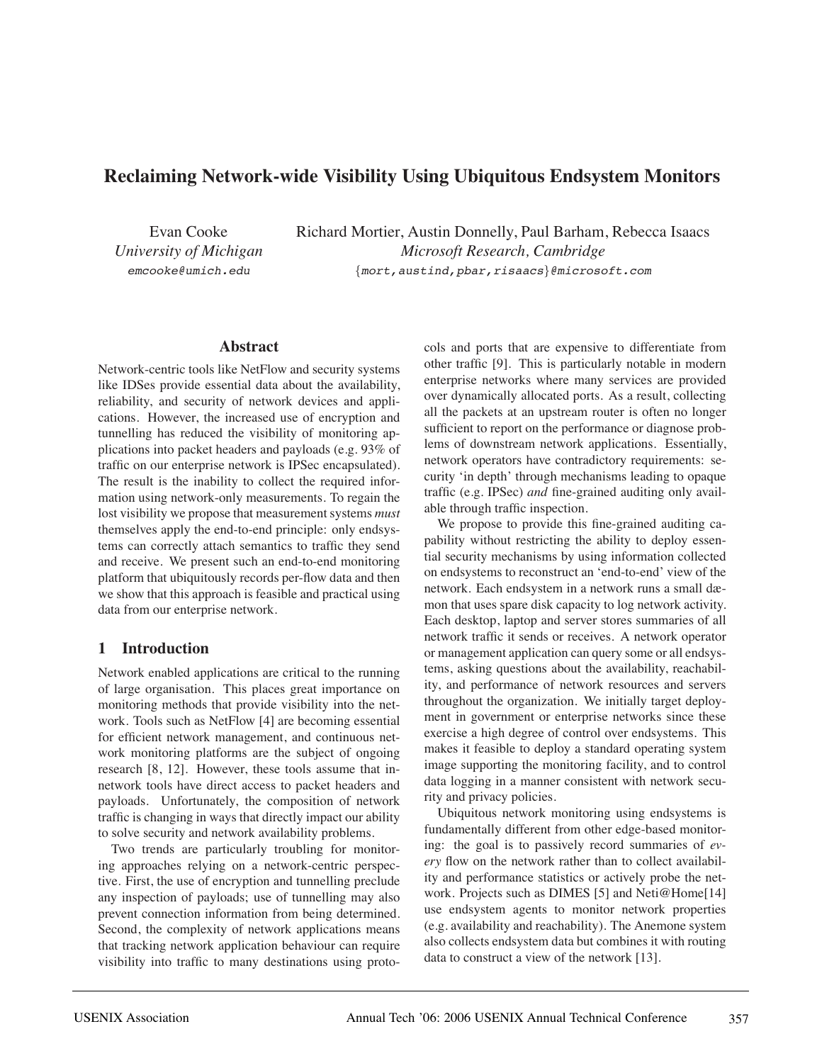# Reclaiming Network-wide Visibility Using Ubiquitous Endsystem Monitors

Evan Cooke
*University of Michigan*
emcooke@umich.edu

Richard Mortier, Austin Donnelly, Paul Barham, Rebecca Isaacs
*Microsoft Research, Cambridge*
{mort,austind,pbar,risaacs}@microsoft.com

## Abstract

Network-centric tools like NetFlow and security systems like IDSes provide essential data about the availability, reliability, and security of network devices and applications. However, the increased use of encryption and tunnelling has reduced the visibility of monitoring applications into packet headers and payloads (e.g. 93% of traffic on our enterprise network is IPSec encapsulated). The result is the inability to collect the required information using network-only measurements. To regain the lost visibility we propose that measurement systems *must* themselves apply the end-to-end principle: only endsystems can correctly attach semantics to traffic they send and receive. We present such an end-to-end monitoring platform that ubiquitously records per-flow data and then we show that this approach is feasible and practical using data from our enterprise network.

## 1 Introduction

Network enabled applications are critical to the running of large organisation. This places great importance on monitoring methods that provide visibility into the network. Tools such as NetFlow [4] are becoming essential for efficient network management, and continuous network monitoring platforms are the subject of ongoing research [8, 12]. However, these tools assume that in-network tools have direct access to packet headers and payloads. Unfortunately, the composition of network traffic is changing in ways that directly impact our ability to solve security and network availability problems.

Two trends are particularly troubling for monitoring approaches relying on a network-centric perspective. First, the use of encryption and tunnelling preclude any inspection of payloads; use of tunnelling may also prevent connection information from being determined. Second, the complexity of network applications means that tracking network application behaviour can require visibility into traffic to many destinations using protocols and ports that are expensive to differentiate from other traffic [9]. This is particularly notable in modern enterprise networks where many services are provided over dynamically allocated ports. As a result, collecting all the packets at an upstream router is often no longer sufficient to report on the performance or diagnose problems of downstream network applications. Essentially, network operators have contradictory requirements: security 'in depth' through mechanisms leading to opaque traffic (e.g. IPSec) *and* fine-grained auditing only available through traffic inspection.

We propose to provide this fine-grained auditing capability without restricting the ability to deploy essential security mechanisms by using information collected on endsystems to reconstruct an 'end-to-end' view of the network. Each endsystem in a network runs a small dæmon that uses spare disk capacity to log network activity. Each desktop, laptop and server stores summaries of all network traffic it sends or receives. A network operator or management application can query some or all endsystems, asking questions about the availability, reachability, and performance of network resources and servers throughout the organization. We initially target deployment in government or enterprise networks since these exercise a high degree of control over endsystems. This makes it feasible to deploy a standard operating system image supporting the monitoring facility, and to control data logging in a manner consistent with network security and privacy policies.

Ubiquitous network monitoring using endsystems is fundamentally different from other edge-based monitoring: the goal is to passively record summaries of *every* flow on the network rather than to collect availability and performance statistics or actively probe the network. Projects such as DIMES [5] and Neti@Home[14] use endsystem agents to monitor network properties (e.g. availability and reachability). The Anemone system also collects endsystem data but combines it with routing data to construct a view of the network [13].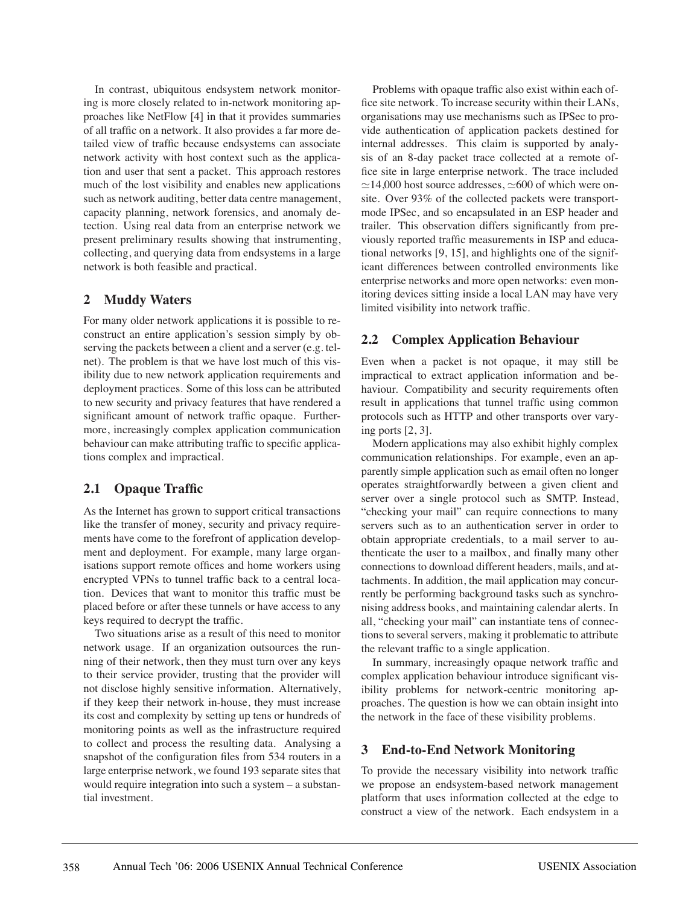In contrast, ubiquitous endsystem network monitoring is more closely related to in-network monitoring approaches like NetFlow [4] in that it provides summaries of all traffic on a network. It also provides a far more detailed view of traffic because endsystems can associate network activity with host context such as the application and user that sent a packet. This approach restores much of the lost visibility and enables new applications such as network auditing, better data centre management, capacity planning, network forensics, and anomaly detection. Using real data from an enterprise network we present preliminary results showing that instrumenting, collecting, and querying data from endsystems in a large network is both feasible and practical.

## 2 Muddy Waters

For many older network applications it is possible to reconstruct an entire application's session simply by observing the packets between a client and a server (e.g. telnet). The problem is that we have lost much of this visibility due to new network application requirements and deployment practices. Some of this loss can be attributed to new security and privacy features that have rendered a significant amount of network traffic opaque. Furthermore, increasingly complex application communication behaviour can make attributing traffic to specific applications complex and impractical.

### 2.1 Opaque Traffic

As the Internet has grown to support critical transactions like the transfer of money, security and privacy requirements have come to the forefront of application development and deployment. For example, many large organisations support remote offices and home workers using encrypted VPNs to tunnel traffic back to a central location. Devices that want to monitor this traffic must be placed before or after these tunnels or have access to any keys required to decrypt the traffic.

Two situations arise as a result of this need to monitor network usage. If an organization outsources the running of their network, then they must turn over any keys to their service provider, trusting that the provider will not disclose highly sensitive information. Alternatively, if they keep their network in-house, they must increase its cost and complexity by setting up tens or hundreds of monitoring points as well as the infrastructure required to collect and process the resulting data. Analysing a snapshot of the configuration files from 534 routers in a large enterprise network, we found 193 separate sites that would require integration into such a system – a substantial investment.

Problems with opaque traffic also exist within each office site network. To increase security within their LANs, organisations may use mechanisms such as IPSec to provide authentication of application packets destined for internal addresses. This claim is supported by analysis of an 8-day packet trace collected at a remote office site in large enterprise network. The trace included $\simeq$14,000 host source addresses, $\simeq$600 of which were onsite. Over 93% of the collected packets were transport-mode IPSec, and so encapsulated in an ESP header and trailer. This observation differs significantly from previously reported traffic measurements in ISP and educational networks [9, 15], and highlights one of the significant differences between controlled environments like enterprise networks and more open networks: even monitoring devices sitting inside a local LAN may have very limited visibility into network traffic.

### 2.2 Complex Application Behaviour

Even when a packet is not opaque, it may still be impractical to extract application information and behaviour. Compatibility and security requirements often result in applications that tunnel traffic using common protocols such as HTTP and other transports over varying ports [2, 3].

Modern applications may also exhibit highly complex communication relationships. For example, even an apparently simple application such as email often no longer operates straightforwardly between a given client and server over a single protocol such as SMTP. Instead, "checking your mail" can require connections to many servers such as to an authentication server in order to obtain appropriate credentials, to a mail server to authenticate the user to a mailbox, and finally many other connections to download different headers, mails, and attachments. In addition, the mail application may concurrently be performing background tasks such as synchronising address books, and maintaining calendar alerts. In all, "checking your mail" can instantiate tens of connections to several servers, making it problematic to attribute the relevant traffic to a single application.

In summary, increasingly opaque network traffic and complex application behaviour introduce significant visibility problems for network-centric monitoring approaches. The question is how we can obtain insight into the network in the face of these visibility problems.

## 3 End-to-End Network Monitoring

To provide the necessary visibility into network traffic we propose an endsystem-based network management platform that uses information collected at the edge to construct a view of the network. Each endsystem in a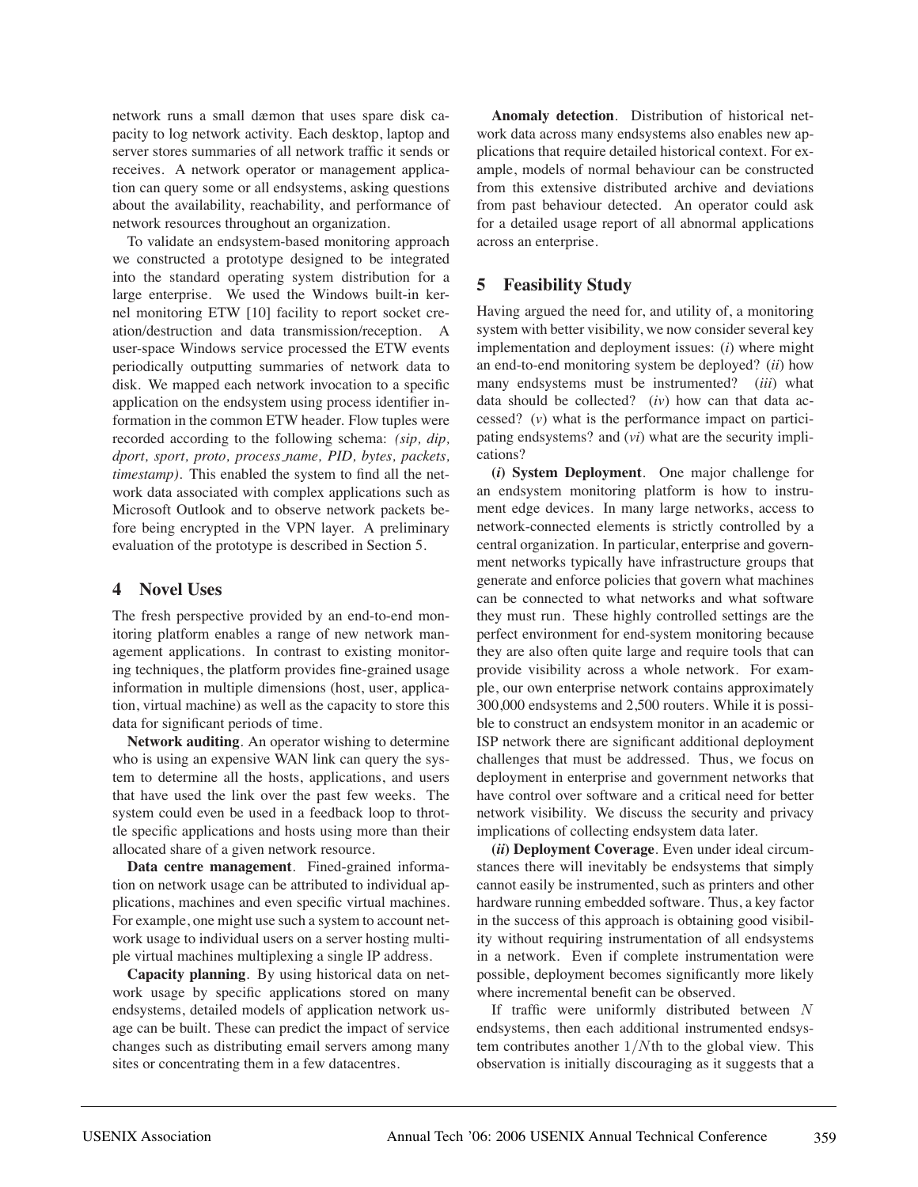network runs a small dæmon that uses spare disk capacity to log network activity. Each desktop, laptop and server stores summaries of all network traffic it sends or receives. A network operator or management application can query some or all endsystems, asking questions about the availability, reachability, and performance of network resources throughout an organization.

To validate an endsystem-based monitoring approach we constructed a prototype designed to be integrated into the standard operating system distribution for a large enterprise. We used the Windows built-in kernel monitoring ETW [10] facility to report socket creation/destruction and data transmission/reception. A user-space Windows service processed the ETW events periodically outputting summaries of network data to disk. We mapped each network invocation to a specific application on the endsystem using process identifier information in the common ETW header. Flow tuples were recorded according to the following schema: *(sip, dip, dport, sport, proto, process_name, PID, bytes, packets, timestamp)*. This enabled the system to find all the network data associated with complex applications such as Microsoft Outlook and to observe network packets before being encrypted in the VPN layer. A preliminary evaluation of the prototype is described in Section 5.

## 4 Novel Uses

The fresh perspective provided by an end-to-end monitoring platform enables a range of new network management applications. In contrast to existing monitoring techniques, the platform provides fine-grained usage information in multiple dimensions (host, user, application, virtual machine) as well as the capacity to store this data for significant periods of time.

**Network auditing**. An operator wishing to determine who is using an expensive WAN link can query the system to determine all the hosts, applications, and users that have used the link over the past few weeks. The system could even be used in a feedback loop to throttle specific applications and hosts using more than their allocated share of a given network resource.

**Data centre management**. Fined-grained information on network usage can be attributed to individual applications, machines and even specific virtual machines. For example, one might use such a system to account network usage to individual users on a server hosting multiple virtual machines multiplexing a single IP address.

**Capacity planning**. By using historical data on network usage by specific applications stored on many endsystems, detailed models of application network usage can be built. These can predict the impact of service changes such as distributing email servers among many sites or concentrating them in a few datacentres.

**Anomaly detection**. Distribution of historical network data across many endsystems also enables new applications that require detailed historical context. For example, models of normal behaviour can be constructed from this extensive distributed archive and deviations from past behaviour detected. An operator could ask for a detailed usage report of all abnormal applications across an enterprise.

## 5 Feasibility Study

Having argued the need for, and utility of, a monitoring system with better visibility, we now consider several key implementation and deployment issues: (*i*) where might an end-to-end monitoring system be deployed? (*ii*) how many endsystems must be instrumented? (*iii*) what data should be collected? (*iv*) how can that data accessed? (*v*) what is the performance impact on participating endsystems? and (*vi*) what are the security implications?

**(*i*) System Deployment**. One major challenge for an endsystem monitoring platform is how to instrument edge devices. In many large networks, access to network-connected elements is strictly controlled by a central organization. In particular, enterprise and government networks typically have infrastructure groups that generate and enforce policies that govern what machines can be connected to what networks and what software they must run. These highly controlled settings are the perfect environment for end-system monitoring because they are also often quite large and require tools that can provide visibility across a whole network. For example, our own enterprise network contains approximately 300,000 endsystems and 2,500 routers. While it is possible to construct an endsystem monitor in an academic or ISP network there are significant additional deployment challenges that must be addressed. Thus, we focus on deployment in enterprise and government networks that have control over software and a critical need for better network visibility. We discuss the security and privacy implications of collecting endsystem data later.

**(*ii*) Deployment Coverage**. Even under ideal circumstances there will inevitably be endsystems that simply cannot easily be instrumented, such as printers and other hardware running embedded software. Thus, a key factor in the success of this approach is obtaining good visibility without requiring instrumentation of all endsystems in a network. Even if complete instrumentation were possible, deployment becomes significantly more likely where incremental benefit can be observed.

If traffic were uniformly distributed between $N$ endsystems, then each additional instrumented endsystem contributes another $1/N$th to the global view. This observation is initially discouraging as it suggests that a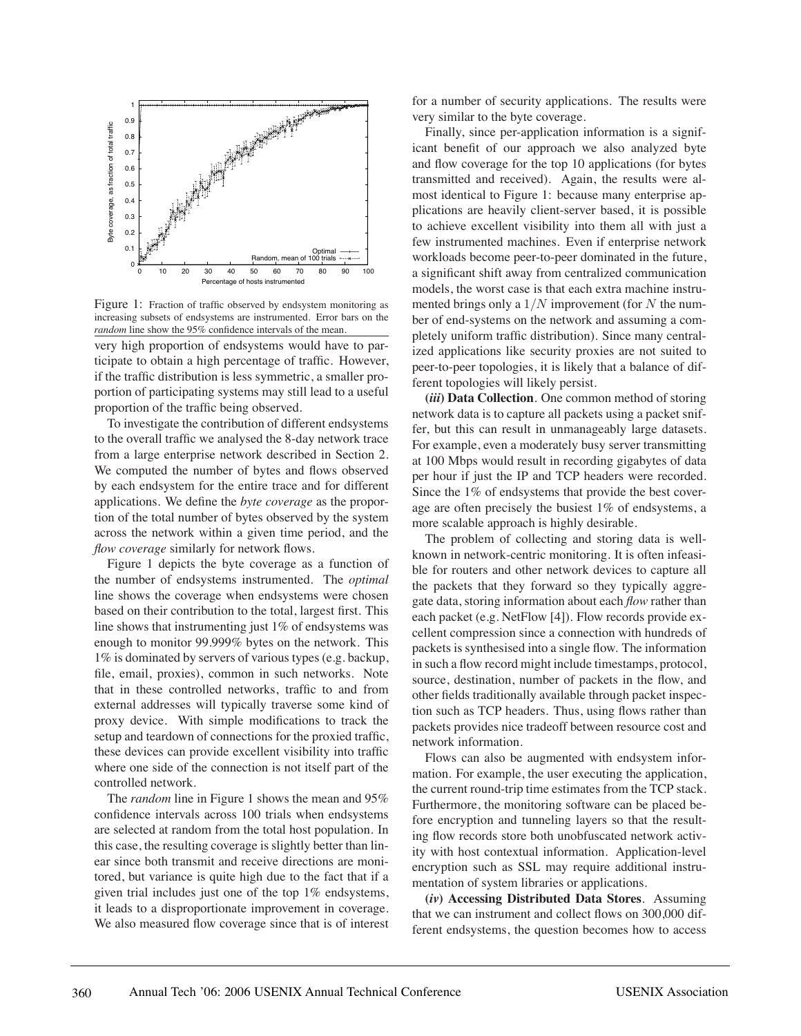Figure 1: Fraction of traffic observed by endsystem monitoring as increasing subsets of endsystems are instrumented. Error bars on the *random* line show the 95% confidence intervals of the mean.

very high proportion of endsystems would have to participate to obtain a high percentage of traffic. However, if the traffic distribution is less symmetric, a smaller proportion of participating systems may still lead to a useful proportion of the traffic being observed.

To investigate the contribution of different endsystems to the overall traffic we analysed the 8-day network trace from a large enterprise network described in Section 2. We computed the number of bytes and flows observed by each endsystem for the entire trace and for different applications. We define the *byte coverage* as the proportion of the total number of bytes observed by the system across the network within a given time period, and the *flow coverage* similarly for network flows.

Figure 1 depicts the byte coverage as a function of the number of endsystems instrumented. The *optimal* line shows the coverage when endsystems were chosen based on their contribution to the total, largest first. This line shows that instrumenting just 1% of endsystems was enough to monitor 99.999% bytes on the network. This 1% is dominated by servers of various types (e.g. backup, file, email, proxies), common in such networks. Note that in these controlled networks, traffic to and from external addresses will typically traverse some kind of proxy device. With simple modifications to track the setup and teardown of connections for the proxied traffic, these devices can provide excellent visibility into traffic where one side of the connection is not itself part of the controlled network.

The *random* line in Figure 1 shows the mean and 95% confidence intervals across 100 trials when endsystems are selected at random from the total host population. In this case, the resulting coverage is slightly better than linear since both transmit and receive directions are monitored, but variance is quite high due to the fact that if a given trial includes just one of the top 1% endsystems, it leads to a disproportionate improvement in coverage. We also measured flow coverage since that is of interest for a number of security applications. The results were very similar to the byte coverage.

Finally, since per-application information is a significant benefit of our approach we also analyzed byte and flow coverage for the top 10 applications (for bytes transmitted and received). Again, the results were almost identical to Figure 1: because many enterprise applications are heavily client-server based, it is possible to achieve excellent visibility into them all with just a few instrumented machines. Even if enterprise network workloads become peer-to-peer dominated in the future, a significant shift away from centralized communication models, the worst case is that each extra machine instrumented brings only a $1/N$ improvement (for $N$ the number of end-systems on the network and assuming a completely uniform traffic distribution). Since many centralized applications like security proxies are not suited to peer-to-peer topologies, it is likely that a balance of different topologies will likely persist.

**(*iii*) Data Collection**. One common method of storing network data is to capture all packets using a packet sniffer, but this can result in unmanageably large datasets. For example, even a moderately busy server transmitting at 100 Mbps would result in recording gigabytes of data per hour if just the IP and TCP headers were recorded. Since the 1% of endsystems that provide the best coverage are often precisely the busiest 1% of endsystems, a more scalable approach is highly desirable.

The problem of collecting and storing data is well-known in network-centric monitoring. It is often infeasible for routers and other network devices to capture all the packets that they forward so they typically aggregate data, storing information about each *flow* rather than each packet (e.g. NetFlow [4]). Flow records provide excellent compression since a connection with hundreds of packets is synthesised into a single flow. The information in such a flow record might include timestamps, protocol, source, destination, number of packets in the flow, and other fields traditionally available through packet inspection such as TCP headers. Thus, using flows rather than packets provides nice tradeoff between resource cost and network information.

Flows can also be augmented with endsystem information. For example, the user executing the application, the current round-trip time estimates from the TCP stack. Furthermore, the monitoring software can be placed before encryption and tunneling layers so that the resulting flow records store both unobfuscated network activity with host contextual information. Application-level encryption such as SSL may require additional instrumentation of system libraries or applications.

**(*iv*) Accessing Distributed Data Stores**. Assuming that we can instrument and collect flows on 300,000 different endsystems, the question becomes how to access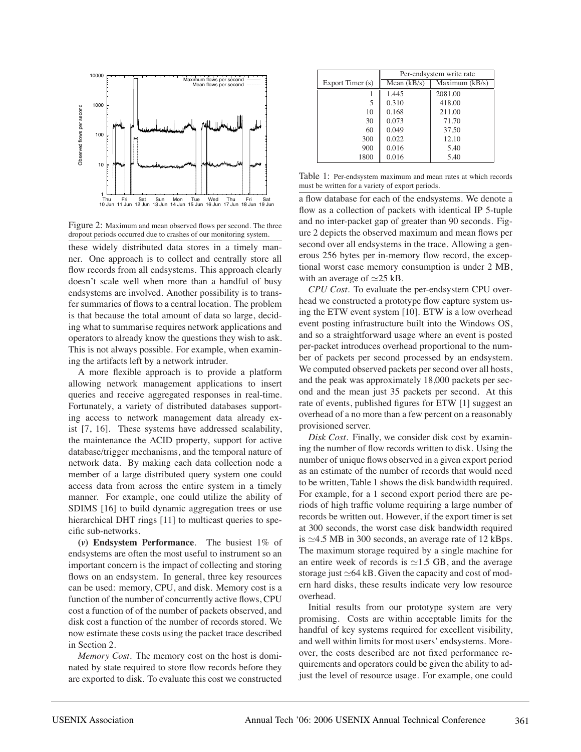Figure 2: Maximum and mean observed flows per second. The three dropout periods occurred due to crashes of our monitoring system.

these widely distributed data stores in a timely manner. One approach is to collect and centrally store all flow records from all endsystems. This approach clearly doesn't scale well when more than a handful of busy endsystems are involved. Another possibility is to transfer summaries of flows to a central location. The problem is that because the total amount of data so large, deciding what to summarise requires network applications and operators to already know the questions they wish to ask. This is not always possible. For example, when examining the artifacts left by a network intruder.

A more flexible approach is to provide a platform allowing network management applications to insert queries and receive aggregated responses in real-time. Fortunately, a variety of distributed databases supporting access to network management data already exist [7, 16]. These systems have addressed scalability, the maintenance the ACID property, support for active database/trigger mechanisms, and the temporal nature of network data. By making each data collection node a member of a large distributed query system one could access data from across the entire system in a timely manner. For example, one could utilize the ability of SDIMS [16] to build dynamic aggregation trees or use hierarchical DHT rings [11] to multicast queries to specific sub-networks.

***(v)* Endsystem Performance**. The busiest 1% of endsystems are often the most useful to instrument so an important concern is the impact of collecting and storing flows on an endsystem. In general, three key resources can be used: memory, CPU, and disk. Memory cost is a function of the number of concurrently active flows, CPU cost a function of of the number of packets observed, and disk cost a function of the number of records stored. We now estimate these costs using the packet trace described in Section 2.

*Memory Cost*. The memory cost on the host is dominated by state required to store flow records before they are exported to disk. To evaluate this cost we constructed a flow database for each of the endsystems. We denote a flow as a collection of packets with identical IP 5-tuple and no inter-packet gap of greater than 90 seconds. Figure 2 depicts the observed maximum and mean flows per second over all endsystems in the trace. Allowing a generous 256 bytes per in-memory flow record, the exceptional worst case memory consumption is under 2 MB, with an average of $\simeq$25 kB.

| | Per-endsystem write rate | |
|---|---|---|
| Export Timer (s) | Mean (kB/s) | Maximum (kB/s) |
| 1 | 1.445 | 2081.00 |
| 5 | 0.310 | 418.00 |
| 10 | 0.168 | 211.00 |
| 30 | 0.073 | 71.70 |
| 60 | 0.049 | 37.50 |
| 300 | 0.022 | 12.10 |
| 900 | 0.016 | 5.40 |
| 1800 | 0.016 | 5.40 |

Table 1: Per-endsystem maximum and mean rates at which records must be written for a variety of export periods.

*CPU Cost*. To evaluate the per-endsystem CPU overhead we constructed a prototype flow capture system using the ETW event system [10]. ETW is a low overhead event posting infrastructure built into the Windows OS, and so a straightforward usage where an event is posted per-packet introduces overhead proportional to the number of packets per second processed by an endsystem. We computed observed packets per second over all hosts, and the peak was approximately 18,000 packets per second and the mean just 35 packets per second. At this rate of events, published figures for ETW [1] suggest an overhead of a no more than a few percent on a reasonably provisioned server.

*Disk Cost*. Finally, we consider disk cost by examining the number of flow records written to disk. Using the number of unique flows observed in a given export period as an estimate of the number of records that would need to be written, Table 1 shows the disk bandwidth required. For example, for a 1 second export period there are periods of high traffic volume requiring a large number of records be written out. However, if the export timer is set at 300 seconds, the worst case disk bandwidth required is $\simeq$4.5 MB in 300 seconds, an average rate of 12 kBps. The maximum storage required by a single machine for an entire week of records is $\simeq$1.5 GB, and the average storage just $\simeq$64 kB. Given the capacity and cost of modern hard disks, these results indicate very low resource overhead.

Initial results from our prototype system are very promising. Costs are within acceptable limits for the handful of key systems required for excellent visibility, and well within limits for most users' endsystems. Moreover, the costs described are not fixed performance requirements and operators could be given the ability to adjust the level of resource usage. For example, one could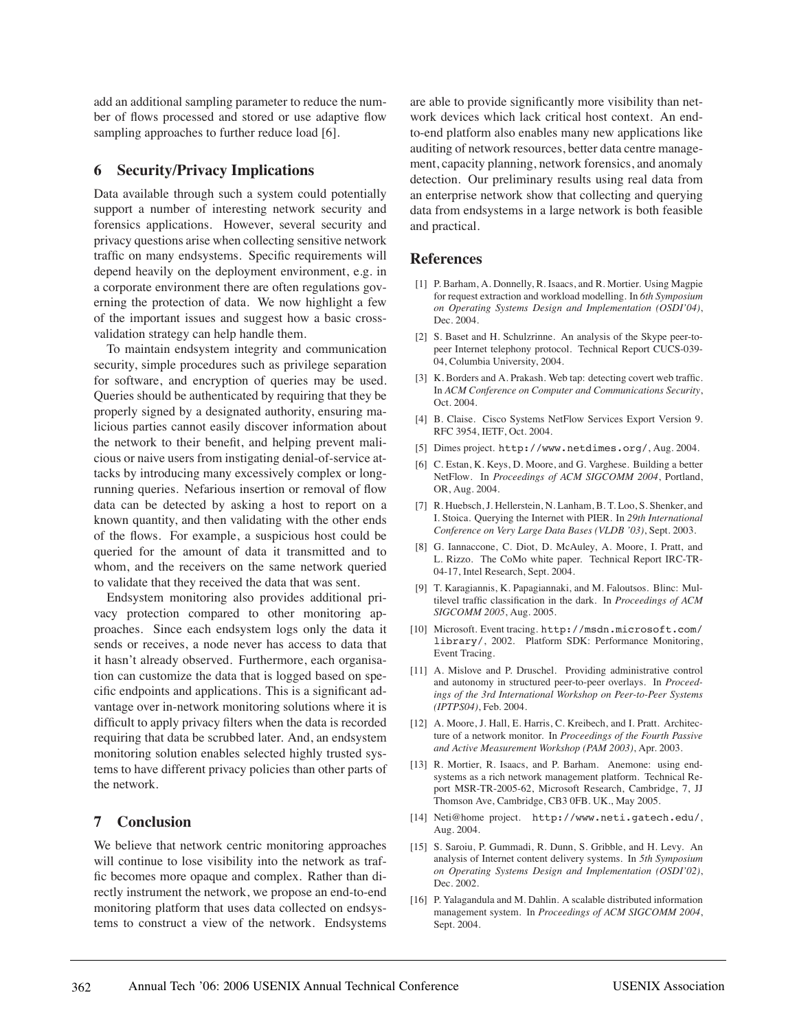add an additional sampling parameter to reduce the number of flows processed and stored or use adaptive flow sampling approaches to further reduce load [6].

## 6 Security/Privacy Implications

Data available through such a system could potentially support a number of interesting network security and forensics applications. However, several security and privacy questions arise when collecting sensitive network traffic on many endsystems. Specific requirements will depend heavily on the deployment environment, e.g. in a corporate environment there are often regulations governing the protection of data. We now highlight a few of the important issues and suggest how a basic cross-validation strategy can help handle them.

To maintain endsystem integrity and communication security, simple procedures such as privilege separation for software, and encryption of queries may be used. Queries should be authenticated by requiring that they be properly signed by a designated authority, ensuring malicious parties cannot easily discover information about the network to their benefit, and helping prevent malicious or naive users from instigating denial-of-service attacks by introducing many excessively complex or long-running queries. Nefarious insertion or removal of flow data can be detected by asking a host to report on a known quantity, and then validating with the other ends of the flows. For example, a suspicious host could be queried for the amount of data it transmitted and to whom, and the receivers on the same network queried to validate that they received the data that was sent.

Endsystem monitoring also provides additional privacy protection compared to other monitoring approaches. Since each endsystem logs only the data it sends or receives, a node never has access to data that it hasn't already observed. Furthermore, each organisation can customize the data that is logged based on specific endpoints and applications. This is a significant advantage over in-network monitoring solutions where it is difficult to apply privacy filters when the data is recorded requiring that data be scrubbed later. And, an endsystem monitoring solution enables selected highly trusted systems to have different privacy policies than other parts of the network.

## 7 Conclusion

We believe that network centric monitoring approaches will continue to lose visibility into the network as traffic becomes more opaque and complex. Rather than directly instrument the network, we propose an end-to-end monitoring platform that uses data collected on endsystems to construct a view of the network. Endsystems are able to provide significantly more visibility than network devices which lack critical host context. An end-to-end platform also enables many new applications like auditing of network resources, better data centre management, capacity planning, network forensics, and anomaly detection. Our preliminary results using real data from an enterprise network show that collecting and querying data from endsystems in a large network is both feasible and practical.

## References

[1] P. Barham, A. Donnelly, R. Isaacs, and R. Mortier. Using Magpie for request extraction and workload modelling. In *6th Symposium on Operating Systems Design and Implementation (OSDI'04)*, Dec. 2004.

[2] S. Baset and H. Schulzrinne. An analysis of the Skype peer-to-peer Internet telephony protocol. Technical Report CUCS-039-04, Columbia University, 2004.

[3] K. Borders and A. Prakash. Web tap: detecting covert web traffic. In *ACM Conference on Computer and Communications Security*, Oct. 2004.

[4] B. Claise. Cisco Systems NetFlow Services Export Version 9. RFC 3954, IETF, Oct. 2004.

[5] Dimes project. `http://www.netdimes.org/`, Aug. 2004.

[6] C. Estan, K. Keys, D. Moore, and G. Varghese. Building a better NetFlow. In *Proceedings of ACM SIGCOMM 2004*, Portland, OR, Aug. 2004.

[7] R. Huebsch, J. Hellerstein, N. Lanham, B. T. Loo, S. Shenker, and I. Stoica. Querying the Internet with PIER. In *29th International Conference on Very Large Data Bases (VLDB '03)*, Sept. 2003.

[8] G. Iannaccone, C. Diot, D. McAuley, A. Moore, I. Pratt, and L. Rizzo. The CoMo white paper. Technical Report IRC-TR-04-17, Intel Research, Sept. 2004.

[9] T. Karagiannis, K. Papagiannaki, and M. Faloutsos. Blinc: Multilevel traffic classification in the dark. In *Proceedings of ACM SIGCOMM 2005*, Aug. 2005.

[10] Microsoft. Event tracing. `http://msdn.microsoft.com/library/`, 2002. Platform SDK: Performance Monitoring, Event Tracing.

[11] A. Mislove and P. Druschel. Providing administrative control and autonomy in structured peer-to-peer overlays. In *Proceedings of the 3rd International Workshop on Peer-to-Peer Systems (IPTPS04)*, Feb. 2004.

[12] A. Moore, J. Hall, E. Harris, C. Kreibech, and I. Pratt. Architecture of a network monitor. In *Proceedings of the Fourth Passive and Active Measurement Workshop (PAM 2003)*, Apr. 2003.

[13] R. Mortier, R. Isaacs, and P. Barham. Anemone: using endsystems as a rich network management platform. Technical Report MSR-TR-2005-62, Microsoft Research, Cambridge, 7, JJ Thomson Ave, Cambridge, CB3 0FB. UK., May 2005.

[14] Neti@home project. `http://www.neti.gatech.edu/`, Aug. 2004.

[15] S. Saroiu, P. Gummadi, R. Dunn, S. Gribble, and H. Levy. An analysis of Internet content delivery systems. In *5th Symposium on Operating Systems Design and Implementation (OSDI'02)*, Dec. 2002.

[16] P. Yalagandula and M. Dahlin. A scalable distributed information management system. In *Proceedings of ACM SIGCOMM 2004*, Sept. 2004.